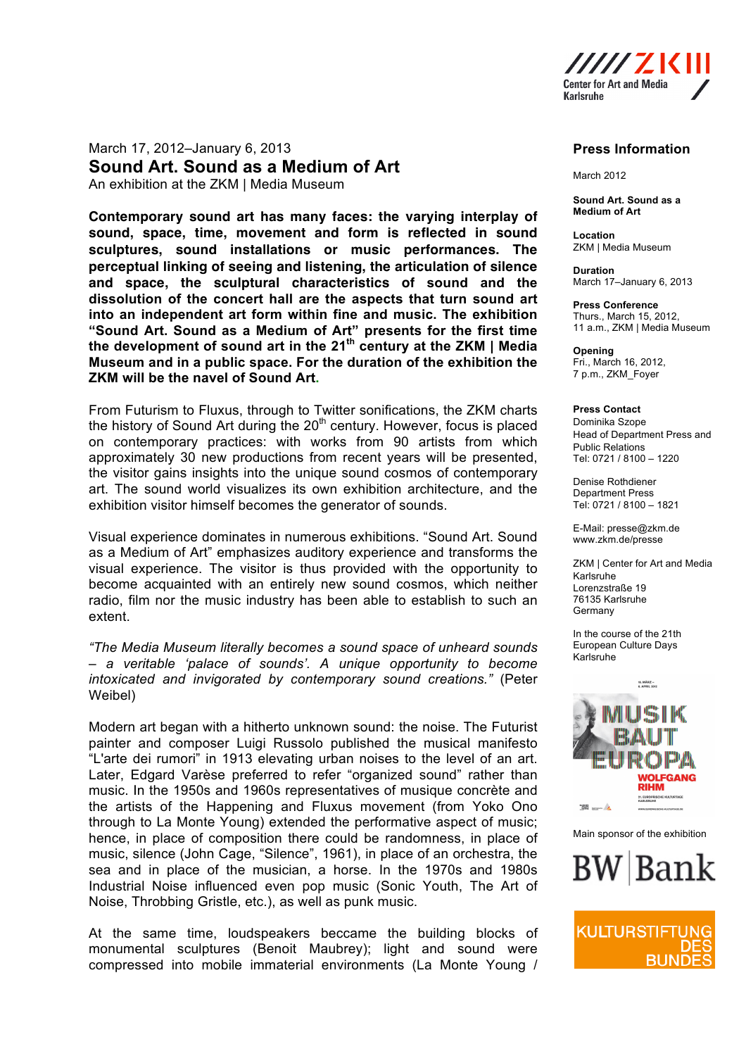March 17, 2012–January 6, 2013

## Sound Art. Sound as a Medium of Art

An exhibition at the ZKM | Media Museum

**Contemporary sound art has many faces: the varying interplay of sound, space, time, movement and form is reflected in sound sculptures, sound installations or music performances. The perceptual linking of seeing and listening, the articulation of silence and space, the sculptural characteristics of sound and the dissolution of the concert hall are the aspects that turn sound art into an independent art form within fine and music. The exhibition "Sound Art. Sound as a Medium of Art" presents for the first time the development of sound art in the 21st century at the ZKM | Media Museum and in a public space. For the duration of the exhibition the ZKM will be the navel of Sound Art.**

From Futurism to Fluxus, through to Twitter sonifications, the ZKM charts the history of Sound Art during the 20th century. However, focus is placed on contemporary practices: with works from 90 artists from which approximately 30 new productions from recent years will be presented, the visitor gains insights into the unique sound cosmos of contemporary art. The sound world visualizes its own exhibition architecture, and the exhibition visitor himself becomes the generator of sounds.

Visual experience dominates in numerous exhibitions. "Sound Art. Sound as a Medium of Art" emphasizes auditory experience and transforms the visual experience. The visitor is thus provided with the opportunity to become acquainted with an entirely new sound cosmos, which neither radio, film nor the music industry has been able to establish to such an extent.

*"The Media Museum literally becomes a sound space of unheard sounds – a veritable 'palace of sounds'. A unique opportunity to become intoxicated and invigorated by contemporary sound creations."* (Peter Weibel)

Modern art began with a hitherto unknown sound: the noise. The Futurist painter and composer Luigi Russolo published the musical manifesto "L'arte dei rumori" in 1913 elevating urban noises to the level of an art. Later, Edgard Varèse preferred to refer "organized sound" rather than music. In the 1950s and 1960s representatives of musique concrète and the artists of the Happening and Fluxus movement (from Yoko Ono through to La Monte Young) extended the performative aspect of music; hence, in place of composition there could be randomness, in place of music, silence (John Cage, "Silence", 1961), in place of an orchestra, the sea and in place of the musician, a horse. In the 1970s and 1980s Industrial Noise influenced even pop music (Sonic Youth, The Art of Noise, Throbbing Gristle, etc.), as well as punk music.

At the same time, loudspeakers beccame the building blocks of monumental sculptures (Benoit Maubrey); light and sound were compressed into mobile immaterial environments (La Monte Young /

---

**Press Information**

March 2012

**Sound Art. Sound as a Medium of Art**

**Location**
ZKM | Media Museum

**Duration**
March 17–January 6, 2013

**Press Conference**
Thurs., March 15, 2012,
11 a.m., ZKM | Media Museum

**Opening**
Fri., March 16, 2012,
7 p.m., ZKM_Foyer

**Press Contact**
Dominika Szope
Head of Department Press and Public Relations
Tel: 0721 / 8100 – 1220

Denise Rothdiener
Department Press
Tel: 0721 / 8100 – 1821

E-Mail: presse@zkm.de
www.zkm.de/presse

ZKM | Center for Art and Media Karlsruhe
Lorenzstraße 19
76135 Karlsruhe
Germany

In the course of the 21th European Culture Days Karlsruhe

Main sponsor of the exhibition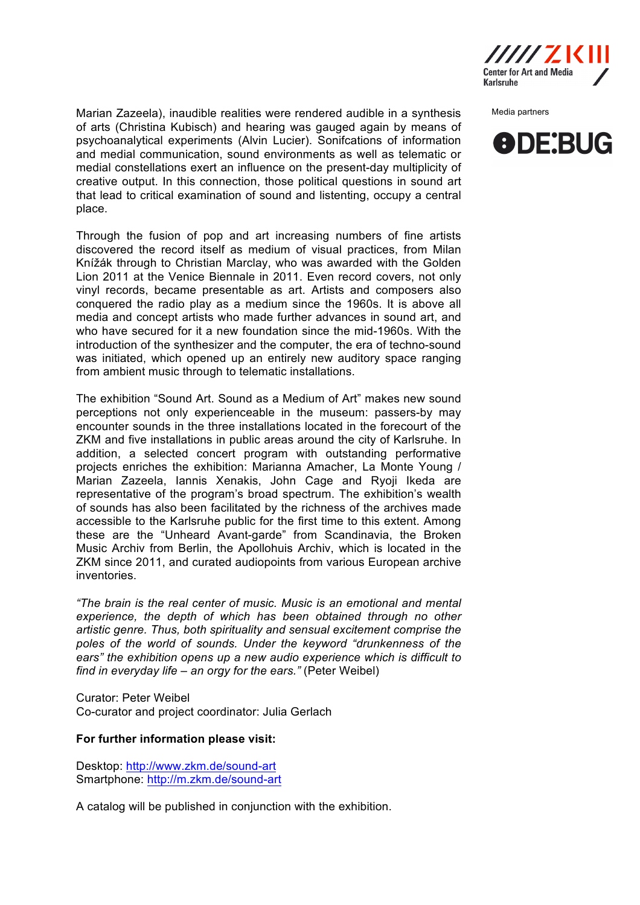Marian Zazeela), inaudible realities were rendered audible in a synthesis of arts (Christina Kubisch) and hearing was gauged again by means of psychoanalytical experiments (Alvin Lucier). Sonifcations of information and medial communication, sound environments as well as telematic or medial constellations exert an influence on the present-day multiplicity of creative output. In this connection, those political questions in sound art that lead to critical examination of sound and listening, occupy a central place.

Through the fusion of pop and art increasing numbers of fine artists discovered the record itself as medium of visual practices, from Milan Knížák through to Christian Marclay, who was awarded with the Golden Lion 2011 at the Venice Biennale in 2011. Even record covers, not only vinyl records, became presentable as art. Artists and composers also conquered the radio play as a medium since the 1960s. It is above all media and concept artists who made further advances in sound art, and who have secured for it a new foundation since the mid-1960s. With the introduction of the synthesizer and the computer, the era of techno-sound was initiated, which opened up an entirely new auditory space ranging from ambient music through to telematic installations.

The exhibition "Sound Art. Sound as a Medium of Art" makes new sound perceptions not only experienceable in the museum: passers-by may encounter sounds in the three installations located in the forecourt of the ZKM and five installations in public areas around the city of Karlsruhe. In addition, a selected concert program with outstanding performative projects enriches the exhibition: Marianna Amacher, La Monte Young / Marian Zazeela, Iannis Xenakis, John Cage and Ryoji Ikeda are representative of the program's broad spectrum. The exhibition's wealth of sounds has also been facilitated by the richness of the archives made accessible to the Karlsruhe public for the first time to this extent. Among these are the "Unheard Avant-garde" from Scandinavia, the Broken Music Archiv from Berlin, the Apollohuis Archiv, which is located in the ZKM since 2011, and curated audiopoints from various European archive inventories.

*"The brain is the real center of music. Music is an emotional and mental experience, the depth of which has been obtained through no other artistic genre. Thus, both spirituality and sensual excitement comprise the poles of the world of sounds. Under the keyword "drunkenness of the ears" the exhibition opens up a new audio experience which is difficult to find in everyday life – an orgy for the ears."* (Peter Weibel)

Curator: Peter Weibel
Co-curator and project coordinator: Julia Gerlach

**For further information please visit:**

Desktop: http://www.zkm.de/sound-art
Smartphone: http://m.zkm.de/sound-art

A catalog will be published in conjunction with the exhibition.

Media partners

DE:BUG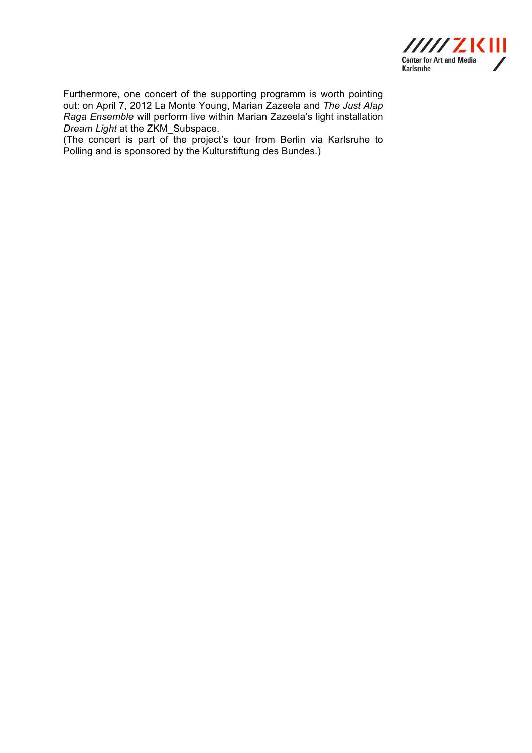Furthermore, one concert of the supporting programm is worth pointing out: on April 7, 2012 La Monte Young, Marian Zazeela and *The Just Alap Raga Ensemble* will perform live within Marian Zazeela's light installation *Dream Light* at the ZKM_Subspace.
(The concert is part of the project's tour from Berlin via Karlsruhe to Polling and is sponsored by the Kulturstiftung des Bundes.)